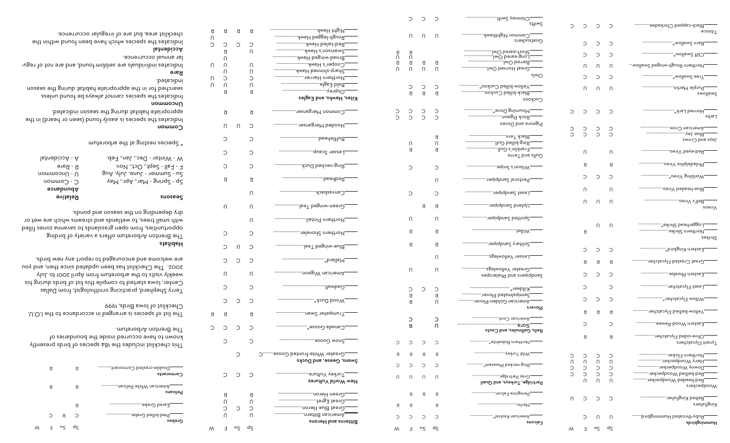**Grebes**

| | Sp | Su | F | W |
|---|---|---|---|---|
| Pied-billed Grebe | C | R | C | |
| Eared Grebe | R | | | |

**Pelicans**

| | Sp | Su | F | W |
|---|---|---|---|---|
| American White Pelican | R | | R | |

**Cormorants**

| | Sp | Su | F | W |
|---|---|---|---|---|
| Double-crested Cormorant | R | | R | |

This checklist includes the 184 species of birds presently known to have occurred inside the boundaries of The Brenton Arboretum.

The list of species is arranged in accordance to the I.O.U. Checklist of Iowa Birds, 1999

Terry Shepherd, practicing ornithologist, from Dallas Center, Iowa started to compile this list of birds during his weekly visits to the arboretum from April 2001 to July 2002. The Checklist has been updated since then, and you are welcome and encouraged to report any new birds.

**Habitats**

The Brenton Arboretum offers a variety of birding opportunities, from open grasslands to savanna zones filled with small trees, to wetlands and streams which are wet or dry depending on the season and ponds.

| **Seasons** | **Relative Abundance** |
|---|---|
| Sp - Spring - Mar., Apr., May | C - Common |
| Su - Summer - June, July, Aug. | U - Uncommon |
| F - Fall - Sept., Oct., Nov. | R - Rare |
| W - Winter - Dec., Jan., Feb. | A - Accidental |

\* Species nesting at the arboretum

**Common**
Indicates the species is *easily* found (seen or heard) in the appropriate habitat during the season indicated.

**Uncommon**
Indicates the species *cannot always* be found unless searched for in the appropriate habitat during the season indicated.

**Rare**
Indicates individuals are *seldom* found, and are not of regular annual occurrence.

**Accidental**
Indicates the species which have been found within the checklist area, but are of irregular occurrence.

**Bitterns and Herons**

| | Sp | Su | F | W |
|---|---|---|---|---|
| American Bittern | U | | U | |
| Great Blue Heron | C | C | C | |
| Great Egret | U | | U | |
| Green Heron | R | | R | |

**New World Vultures**

| | Sp | Su | F | W |
|---|---|---|---|---|
| Turkey Vulture | C | C | C | |

**Swans, Geese, and Ducks**

| | Sp | Su | F | W |
|---|---|---|---|---|
| Greater White-fronted Goose | C | C | | |
| Snow Goose | C | | C | |
| Canada Goose* | C | C | C | C |
| Trumpeter Swan | R | | | R |
| Wood Duck* | C | C | C | |
| Gadwall | C | | C | |
| American Wigeon | U | | U | |
| Mallard* | C | C | C | |
| Blue-winged Teal | C | U | C | |
| Northern Shoveler | C | | C | |
| Northern Pintail | U | | | |
| Green-winged Teal | U | | U | |
| Canvasback | U | | | |
| Redhead | R | | R | |
| Ring-necked Duck | C | | C | |
| Lesser Scaup | C | | C | |
| Bufflehead | C | | C | |
| Hooded Merganser | C | U | U | |
| Common Merganser | R | | R | |

**Kites, Hawks, and Eagles**

| | Sp | Su | F | W |
|---|---|---|---|---|
| Osprey | R | | R | |
| Bald Eagle | U | | U | U |
| Northern Harrier | C | | C | U |
| Sharp-shinned Hawk | | | U | |
| Cooper's Hawk | U | | U | U |
| Broad-winged Hawk | | | U | |
| Swainson's Hawk | U | | R | |
| Red-tailed Hawk | C | C | C | C |
| Rough-legged Hawk | | | | U |
| Night Hawk | R | | R | R |

**Falcons**

| | Sp | Su | F | W |
|---|---|---|---|---|
| American Kestrel* | C | C | C | C |
| Merlin | R | | R | R |
| Peregrine Falcon | R | R | R | |

**Partridge, Turkeys, and Quail**

| | Sp | Su | F | W |
|---|---|---|---|---|
| Gray Partridge | U | U | U | U |
| Ring-necked Pheasant* | C | C | C | C |
| Wild Turkey | R | R | R | R |
| Northern Bobwhite* | C | C | C | C |

**Rails, Gallinules, and Coots**

| | Sp | Su | F | W |
|---|---|---|---|---|
| Sora | U | | R | |
| American Coot | C | | C | |

**Plovers**

| | Sp | Su | F | W |
|---|---|---|---|---|
| American Golden-Plover | U | | R | |
| Semipalmated Plover | R | | R | |
| Killdeer* | C | C | C | |

**Sandpipers and Phalaropes**

| | Sp | Su | F | W |
|---|---|---|---|---|
| Greater Yellowlegs | U | | U | |
| Lesser Yellowlegs | U | | | |
| Solitary Sandpiper | R | | R | |
| Willet | R | | R | |
| Spotted Sandpiper | U | | U | |
| Upland Sandpiper | R | R | | |
| Least Sandpiper | C | | C | |
| Pectoral Sandpiper | U | | | |
| Wilson's Snipe | C | | C | |

**Gulls and Terns**

| | Sp | Su | F | W |
|---|---|---|---|---|
| Franklin's Gull | R | | R | |
| Ring-billed Gull | U | | U | |
| Black Tern | R | | | |

**Pigeons and Doves**

| | Sp | Su | F | W |
|---|---|---|---|---|
| Rock Pigeon | C | C | C | C |
| Mourning Dove* | C | C | C | C |

**Cuckoos**

| | Sp | Su | F | W |
|---|---|---|---|---|
| Black-billed Cuckoo | R | R | R | |
| Yellow-billed Cuckoo* | C | C | C | |

**Owls**

| | Sp | Su | F | W |
|---|---|---|---|---|
| Great Horned Owl | U | U | U | U |
| Barred Owl | R | R | R | R |
| Long-eared Owl | | | U | U |
| Short-eared Owl | | | R | R |

**Goatsuckers**

| | Sp | Su | F | W |
|---|---|---|---|---|
| Common Nighthawk | U | U | U | |

**Swifts**

| | Sp | Su | F | W |
|---|---|---|---|---|
| Chimney Swift | C | C | C | |

**Hummingbirds**

| | Sp | Su | F | W |
|---|---|---|---|---|
| Ruby-throated Hummingbird | C | U | C | |

**Kingfishers**

| | Sp | Su | F | W |
|---|---|---|---|---|
| Belted Kingfisher | C | C | C | U |

**Woodpeckers**

| | Sp | Su | F | W |
|---|---|---|---|---|
| Red-headed Woodpecker* | U | U | U | |
| Red-bellied Woodpecker | C | C | C | C |
| Downy Woodpecker | C | C | C | C |
| Hairy Woodpecker | U | U | U | U |
| Northern Flicker | C | C | C | C |

**Tyrant Flycatchers**

| | Sp | Su | F | W |
|---|---|---|---|---|
| Olive-sided Flycatcher | R | | R | |
| Eastern Wood-Pewee | C | | C | |
| Yellow-bellied Flycatcher | R | R | R | |
| Willow Flycatcher* | C | C | C | |
| Least Flycatcher | C | | C | |
| Eastern Phoebe | C | C | C | |
| Great Crested Flycatcher | R | R | R | |
| Eastern Kingbird* | C | C | C | |

**Shrikes**

| | Sp | Su | F | W |
|---|---|---|---|---|
| Northern Shrike | | | | R |
| Loggerhead Shrike* | U | U | | |

**Vireos**

| | Sp | Su | F | W |
|---|---|---|---|---|
| Bell's Vireo | U | U | U | |
| Blue-headed Vireo | U | | U | |
| Warbling Vireo* | C | C | C | |
| Philadelphia Vireo | R | | R | |
| Red-eyed Vireo | U | | U | |

**Jays and Crows**

| | Sp | Su | F | W |
|---|---|---|---|---|
| Blue Jay | C | C | C | C |
| American Crow | C | C | C | C |

**Larks**

| | Sp | Su | F | W |
|---|---|---|---|---|
| Horned Lark* | C | C | C | C |

**Swallows**

| | Sp | Su | F | W |
|---|---|---|---|---|
| Purple Martin | U | | U | |
| Tree Swallow* | C | C | C | |
| Northern Rough-winged Swallow | U | U | U | |
| Cliff Swallow* | C | C | C | |
| Barn Swallow* | C | C | C | |

**Titmice**

| | Sp | Su | F | W |
|---|---|---|---|---|
| Black-capped Chickadee | C | C | C | C |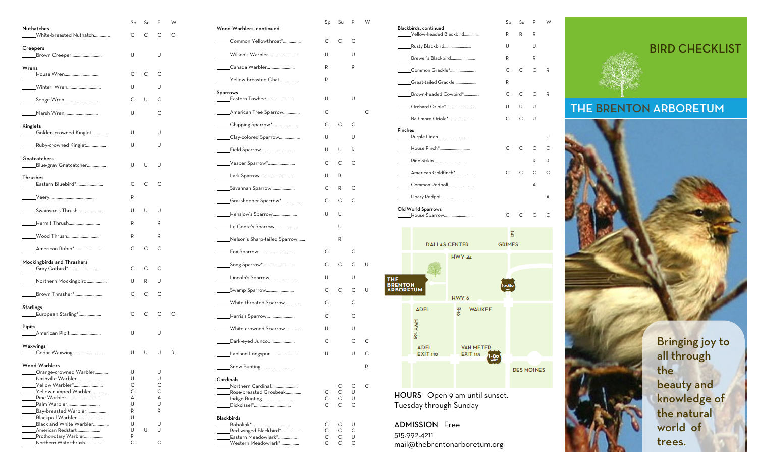| | Sp | Su | F | W |
|---|---|---|---|---|
| **Nuthatches** | | | | |
| ____White-breasted Nuthatch | C | C | C | C |
| **Creepers** | | | | |
| ____Brown Creeper | U | | U | |
| **Wrens** | | | | |
| ____House Wren | C | C | C | |
| ____Winter Wren | U | | U | |
| ____Sedge Wren | C | U | C | |
| ____Marsh Wren | U | | C | |
| **Kinglets** | | | | |
| ____Golden-crowned Kinglet | U | | U | |
| ____Ruby-crowned Kinglet | U | | U | |
| **Gnatcatchers** | | | | |
| ____Blue-gray Gnatcatcher | U | U | U | |
| **Thrushes** | | | | |
| ____Eastern Bluebird* | C | C | C | |
| ____Veery | R | | | |
| ____Swainson's Thrush | U | U | U | |
| ____Hermit Thrush | R | | R | |
| ____Wood Thrush | R | | R | |
| ____American Robin* | C | C | C | |
| **Mockingbirds and Thrashers** | | | | |
| ____Gray Catbird* | C | C | C | |
| ____Northern Mockingbird | U | R | U | |
| ____Brown Thrasher* | C | C | C | |
| **Starlings** | | | | |
| ____European Starling* | C | C | C | C |
| **Pipits** | | | | |
| ____American Pipit | U | | U | |
| **Waxwings** | | | | |
| ____Cedar Waxwing | U | U | U | R |
| **Wood-Warblers** | | | | |
| ____Orange-crowned Warbler | U | | U | |
| ____Nashville Warbler | U | | U | |
| ____Yellow Warbler* | C | | C | |
| ____Yellow-rumped Warbler | C | | C | |
| ____Pine Warbler | A | | A | |
| ____Palm Warbler | U | | U | |
| ____Bay-breasted Warbler | R | | R | |
| ____Blackpoll Warbler | U | | | |
| ____Black and White Warbler | U | | U | |
| ____American Redstart | U | U | U | |
| ____Prothonotary Warbler | R | | | |
| ____Northern Waterthrush | C | | C | |

| | Sp | Su | F | W |
|---|---|---|---|---|
| **Wood-Warblers, continued** | | | | |
| ____Common Yellowthroat* | C | C | C | |
| ____Wilson's Warbler | U | | U | |
| ____Canada Warbler | R | | R | |
| ____Yellow-breasted Chat | R | | | |
| **Sparrows** | | | | |
| ____Eastern Towhee | U | | U | |
| ____American Tree Sparrow | C | | | C |
| ____Chipping Sparrow* | C | C | C | |
| ____Clay-colored Sparrow | U | | U | |
| ____Field Sparrow | U | U | R | |
| ____Vesper Sparrow* | C | C | C | |
| ____Lark Sparrow | U | R | | |
| ____Savannah Sparrow | C | R | C | |
| ____Grasshopper Sparrow* | C | C | C | |
| ____Henslow's Sparrow | U | U | | |
| ____Le Conte's Sparrow | | U | | |
| ____Nelson's Sharp-tailed Sparrow | | R | | |
| ____Fox Sparrow | C | | C | |
| ____Song Sparrow* | C | C | C | U |
| ____Lincoln's Sparrow | U | | U | |
| ____Swamp Sparrow | C | C | C | U |
| ____White-throated Sparrow | C | | C | |
| ____Harris's Sparrow | C | | C | |
| ____White-crowned Sparrow | U | | U | |
| ____Dark-eyed Junco | C | | C | C |
| ____Lapland Longspur | U | | U | C |
| ____Snow Bunting | | | | R |
| **Cardinals** | | | | |
| ____Northern Cardinal | | C | C | C |
| ____Rose-breasted Grosbeak | C | C | U | |
| ____Indigo Bunting | C | C | U | |
| ____Dickcissel* | C | C | C | |
| **Blackbirds** | | | | |
| ____Bobolink* | C | C | U | |
| ____Red-winged Blackbird* | C | C | C | |
| ____Eastern Meadowlark* | C | C | U | |
| ____Western Meadowlark* | C | C | C | |

| | Sp | Su | F | W |
|---|---|---|---|---|
| **Blackbirds, continued** | | | | |
| ____Yellow-headed Blackbird | R | R | R | |
| ____Rusty Blackbird | U | | U | |
| ____Brewer's Blackbird | R | | R | |
| ____Common Grackle* | C | C | C | R |
| ____Great-tailed Grackle | R | | | |
| ____Brown-headed Cowbird* | C | C | C | R |
| ____Orchard Oriole* | U | U | U | |
| ____Baltimore Oriole* | C | C | U | |
| **Finches** | | | | |
| ____Purple Finch | | | | U |
| ____House Finch* | C | C | C | C |
| ____Pine Siskin | | | R | R |
| ____American Goldfinch* | C | C | C | C |
| ____Common Redpoll | | | A | |
| ____Hoary Redpoll | | | | A |
| **Old World Sparrows** | | | | |
| ____House Sparrow | C | C | C | C |

DALLAS CENTER
GRIMES
141
HWY 44
THE BRENTON ARBORETUM
I-35/80
HWY 6
ADEL
R-16
WAUKEE
HWY 169
ADEL EXIT 110
VAN METER EXIT 113
I-80 WEST
DES MOINES

**HOURS** Open 9 am until sunset. Tuesday through Sunday

**ADMISSION** Free

515.992.4211
mail@thebrentonarboretum.org

# BIRD CHECKLIST

## THE BRENTON ARBORETUM

Bringing joy to all through the beauty and knowledge of the natural world of trees.